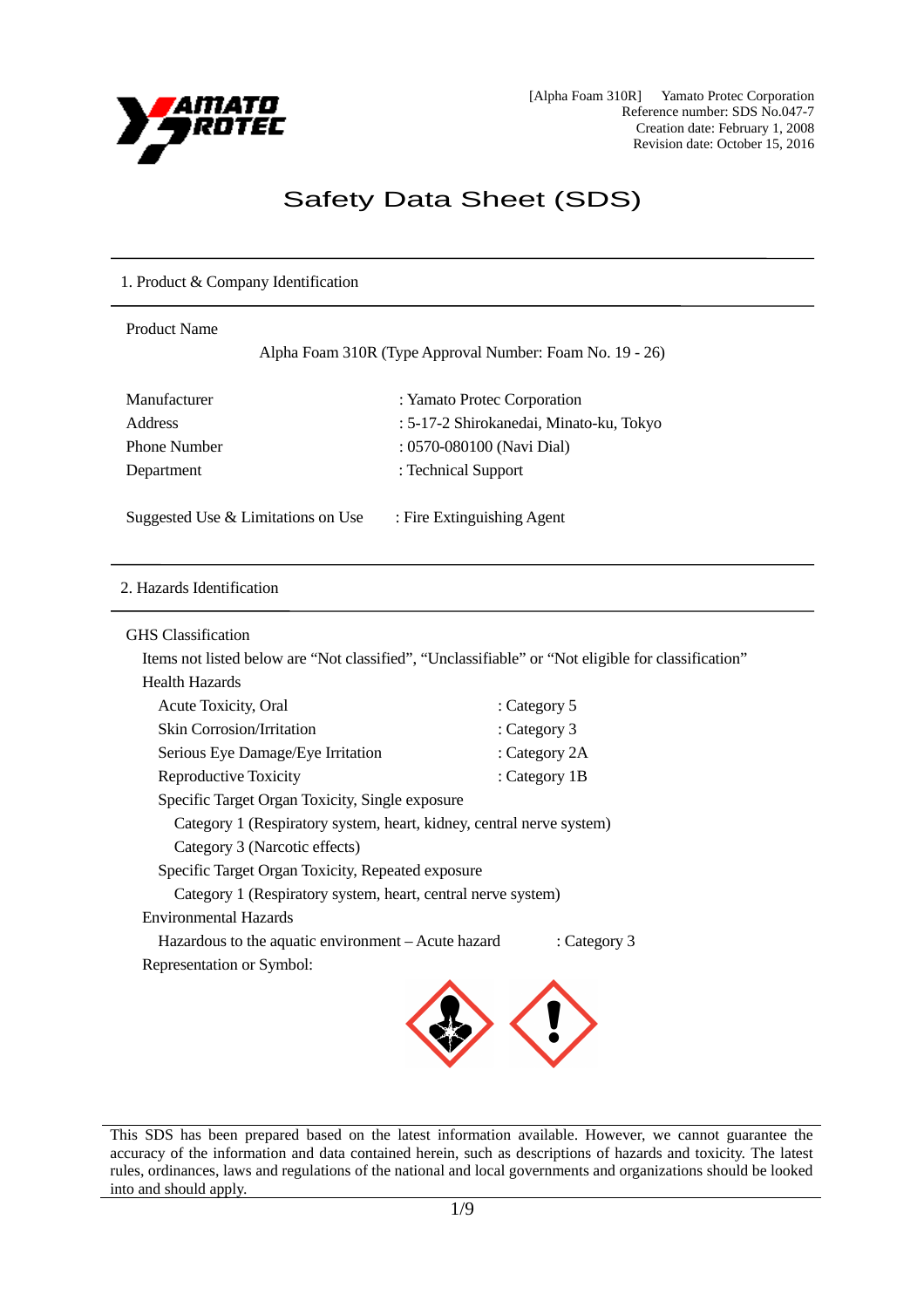[Alpha Foam 310R]　Yamato Protec Corporation
Reference number: SDS No.047-7
Creation date: February 1, 2008
Revision date: October 15, 2016

# Safety Data Sheet (SDS)

## 1. Product & Company Identification

Product Name

Alpha Foam 310R (Type Approval Number: Foam No. 19 - 26)

| | |
|---|---|
| Manufacturer | : Yamato Protec Corporation |
| Address | : 5-17-2 Shirokanedai, Minato-ku, Tokyo |
| Phone Number | : 0570-080100 (Navi Dial) |
| Department | : Technical Support |

Suggested Use & Limitations on Use　: Fire Extinguishing Agent

## 2. Hazards Identification

GHS Classification

Items not listed below are "Not classified", "Unclassifiable" or "Not eligible for classification"

Health Hazards

- Acute Toxicity, Oral : Category 5
- Skin Corrosion/Irritation : Category 3
- Serious Eye Damage/Eye Irritation : Category 2A
- Reproductive Toxicity : Category 1B
- Specific Target Organ Toxicity, Single exposure
  - Category 1 (Respiratory system, heart, kidney, central nerve system)
  - Category 3 (Narcotic effects)
- Specific Target Organ Toxicity, Repeated exposure
  - Category 1 (Respiratory system, heart, central nerve system)

Environmental Hazards

- Hazardous to the aquatic environment – Acute hazard : Category 3

Representation or Symbol:

This SDS has been prepared based on the latest information available. However, we cannot guarantee the accuracy of the information and data contained herein, such as descriptions of hazards and toxicity. The latest rules, ordinances, laws and regulations of the national and local governments and organizations should be looked into and should apply.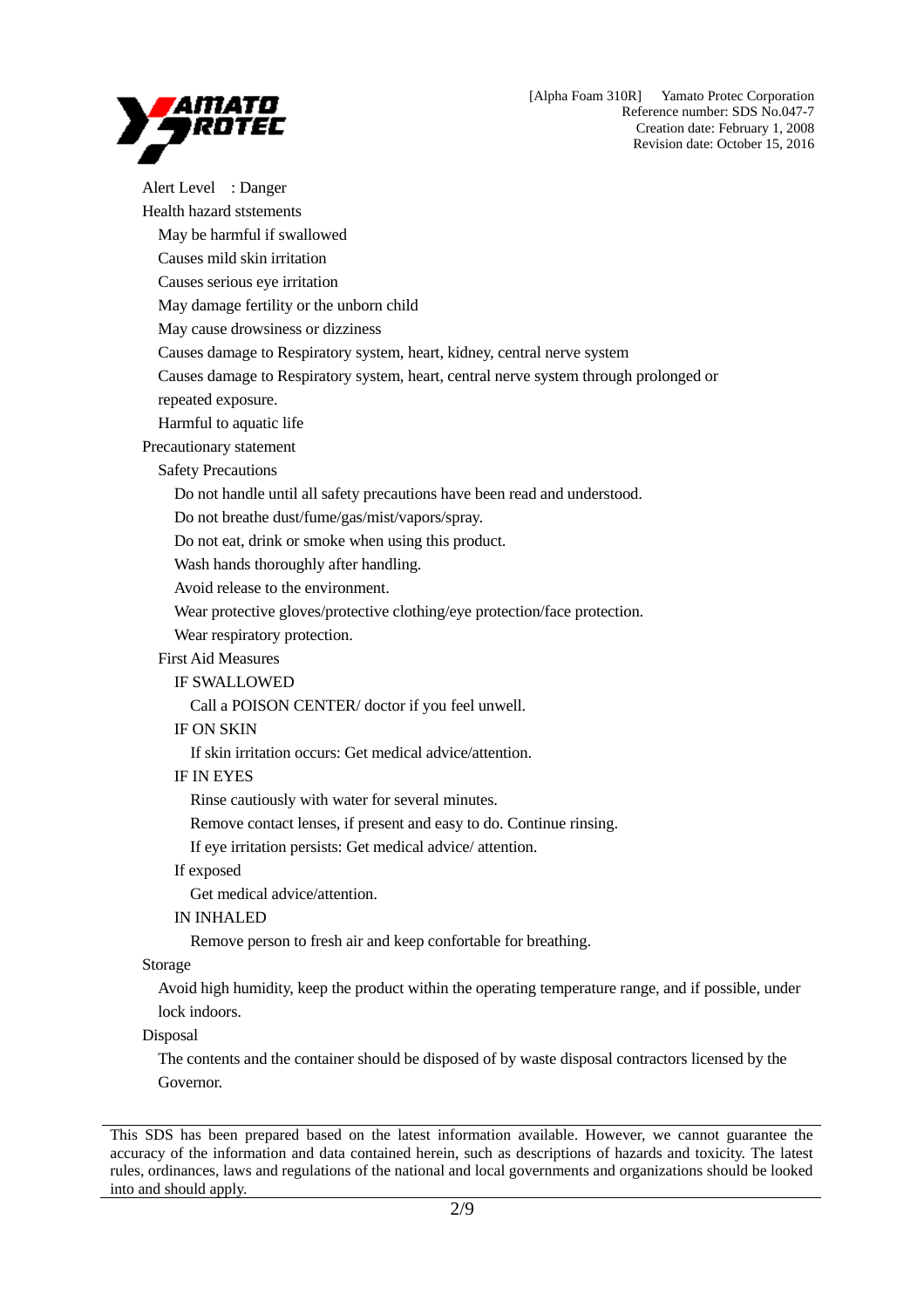Alert Level : Danger

Health hazard ststements

May be harmful if swallowed

Causes mild skin irritation

Causes serious eye irritation

May damage fertility or the unborn child

May cause drowsiness or dizziness

Causes damage to Respiratory system, heart, kidney, central nerve system

Causes damage to Respiratory system, heart, central nerve system through prolonged or repeated exposure.

Harmful to aquatic life

Precautionary statement

Safety Precautions

Do not handle until all safety precautions have been read and understood.

Do not breathe dust/fume/gas/mist/vapors/spray.

Do not eat, drink or smoke when using this product.

Wash hands thoroughly after handling.

Avoid release to the environment.

Wear protective gloves/protective clothing/eye protection/face protection.

Wear respiratory protection.

First Aid Measures

IF SWALLOWED

Call a POISON CENTER/ doctor if you feel unwell.

IF ON SKIN

If skin irritation occurs: Get medical advice/attention.

IF IN EYES

Rinse cautiously with water for several minutes.

Remove contact lenses, if present and easy to do. Continue rinsing.

If eye irritation persists: Get medical advice/ attention.

If exposed

Get medical advice/attention.

IN INHALED

Remove person to fresh air and keep confortable for breathing.

Storage

Avoid high humidity, keep the product within the operating temperature range, and if possible, under lock indoors.

Disposal

The contents and the container should be disposed of by waste disposal contractors licensed by the Governor.

This SDS has been prepared based on the latest information available. However, we cannot guarantee the accuracy of the information and data contained herein, such as descriptions of hazards and toxicity. The latest rules, ordinances, laws and regulations of the national and local governments and organizations should be looked into and should apply.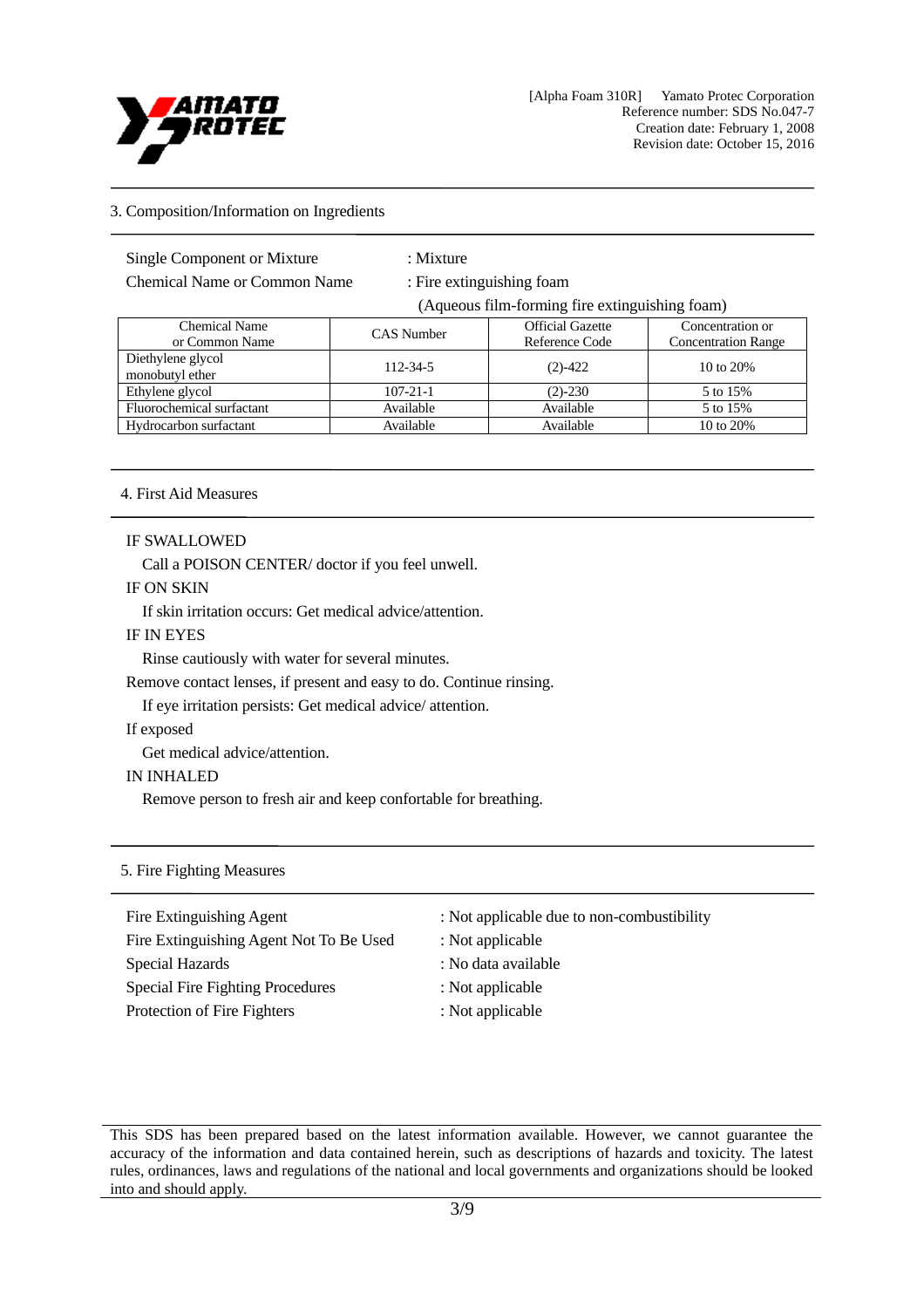## 3. Composition/Information on Ingredients

Single Component or Mixture : Mixture

Chemical Name or Common Name : Fire extinguishing foam

(Aqueous film-forming fire extinguishing foam)

| Chemical Name or Common Name | CAS Number | Official Gazette Reference Code | Concentration or Concentration Range |
|---|---|---|---|
| Diethylene glycol monobutyl ether | 112-34-5 | (2)-422 | 10 to 20% |
| Ethylene glycol | 107-21-1 | (2)-230 | 5 to 15% |
| Fluorochemical surfactant | Available | Available | 5 to 15% |
| Hydrocarbon surfactant | Available | Available | 10 to 20% |

## 4. First Aid Measures

IF SWALLOWED

Call a POISON CENTER/ doctor if you feel unwell.

IF ON SKIN

If skin irritation occurs: Get medical advice/attention.

IF IN EYES

Rinse cautiously with water for several minutes.

Remove contact lenses, if present and easy to do. Continue rinsing.

If eye irritation persists: Get medical advice/ attention.

If exposed

Get medical advice/attention.

IN INHALED

Remove person to fresh air and keep confortable for breathing.

## 5. Fire Fighting Measures

Fire Extinguishing Agent : Not applicable due to non-combustibility

Fire Extinguishing Agent Not To Be Used : Not applicable

Special Hazards : No data available

Special Fire Fighting Procedures : Not applicable

Protection of Fire Fighters : Not applicable

This SDS has been prepared based on the latest information available. However, we cannot guarantee the accuracy of the information and data contained herein, such as descriptions of hazards and toxicity. The latest rules, ordinances, laws and regulations of the national and local governments and organizations should be looked into and should apply.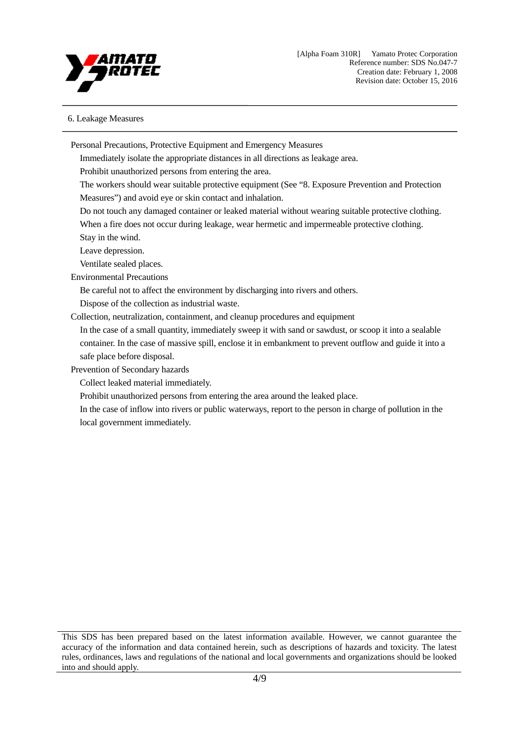## 6. Leakage Measures

Personal Precautions, Protective Equipment and Emergency Measures

Immediately isolate the appropriate distances in all directions as leakage area.

Prohibit unauthorized persons from entering the area.

The workers should wear suitable protective equipment (See "8. Exposure Prevention and Protection Measures") and avoid eye or skin contact and inhalation.

Do not touch any damaged container or leaked material without wearing suitable protective clothing.

When a fire does not occur during leakage, wear hermetic and impermeable protective clothing.

Stay in the wind.

Leave depression.

Ventilate sealed places.

Environmental Precautions

Be careful not to affect the environment by discharging into rivers and others.

Dispose of the collection as industrial waste.

Collection, neutralization, containment, and cleanup procedures and equipment

In the case of a small quantity, immediately sweep it with sand or sawdust, or scoop it into a sealable container. In the case of massive spill, enclose it in embankment to prevent outflow and guide it into a safe place before disposal.

Prevention of Secondary hazards

Collect leaked material immediately.

Prohibit unauthorized persons from entering the area around the leaked place.

In the case of inflow into rivers or public waterways, report to the person in charge of pollution in the local government immediately.

This SDS has been prepared based on the latest information available. However, we cannot guarantee the accuracy of the information and data contained herein, such as descriptions of hazards and toxicity. The latest rules, ordinances, laws and regulations of the national and local governments and organizations should be looked into and should apply.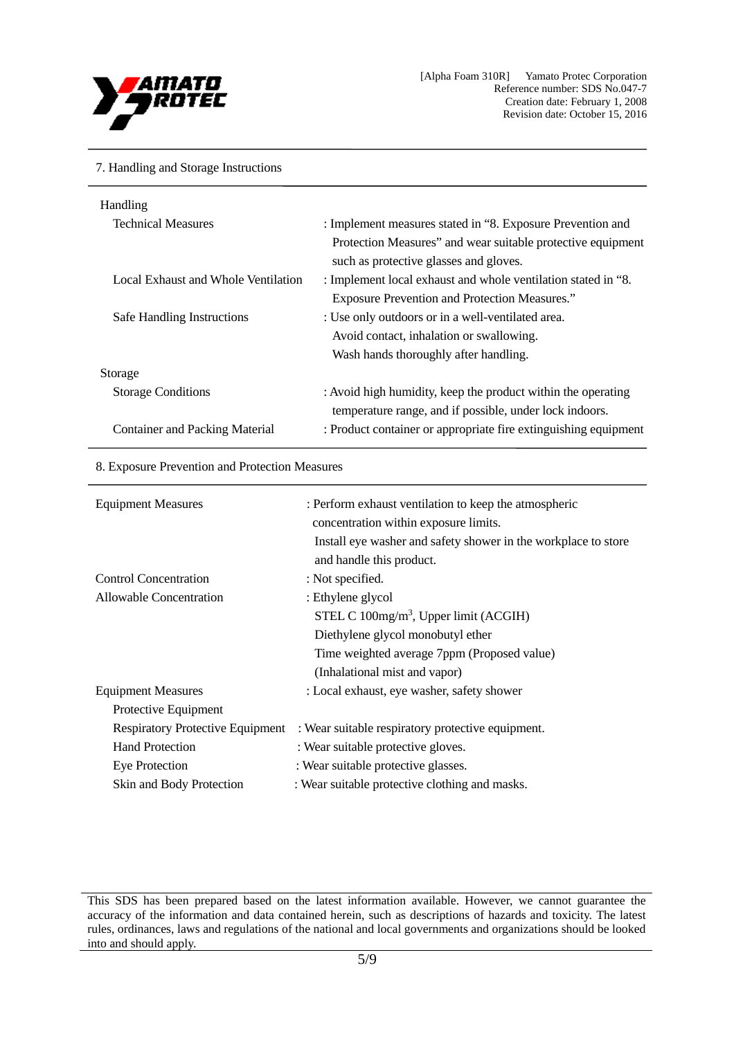## 7. Handling and Storage Instructions

**Handling**

| | |
|---|---|
| Technical Measures | : Implement measures stated in "8. Exposure Prevention and Protection Measures" and wear suitable protective equipment such as protective glasses and gloves. |
| Local Exhaust and Whole Ventilation | : Implement local exhaust and whole ventilation stated in "8. Exposure Prevention and Protection Measures." |
| Safe Handling Instructions | : Use only outdoors or in a well-ventilated area.<br>Avoid contact, inhalation or swallowing.<br>Wash hands thoroughly after handling. |

**Storage**

| | |
|---|---|
| Storage Conditions | : Avoid high humidity, keep the product within the operating temperature range, and if possible, under lock indoors. |
| Container and Packing Material | : Product container or appropriate fire extinguishing equipment |

## 8. Exposure Prevention and Protection Measures

| | |
|---|---|
| Equipment Measures | : Perform exhaust ventilation to keep the atmospheric concentration within exposure limits.<br>Install eye washer and safety shower in the workplace to store and handle this product. |
| Control Concentration | : Not specified. |
| Allowable Concentration | : Ethylene glycol<br>STEL C 100mg/$m^3$, Upper limit (ACGIH)<br>Diethylene glycol monobutyl ether<br>Time weighted average 7ppm (Proposed value)<br>(Inhalational mist and vapor) |
| Equipment Measures | : Local exhaust, eye washer, safety shower |

Protective Equipment

| | |
|---|---|
| Respiratory Protective Equipment | : Wear suitable respiratory protective equipment. |
| Hand Protection | : Wear suitable protective gloves. |
| Eye Protection | : Wear suitable protective glasses. |
| Skin and Body Protection | : Wear suitable protective clothing and masks. |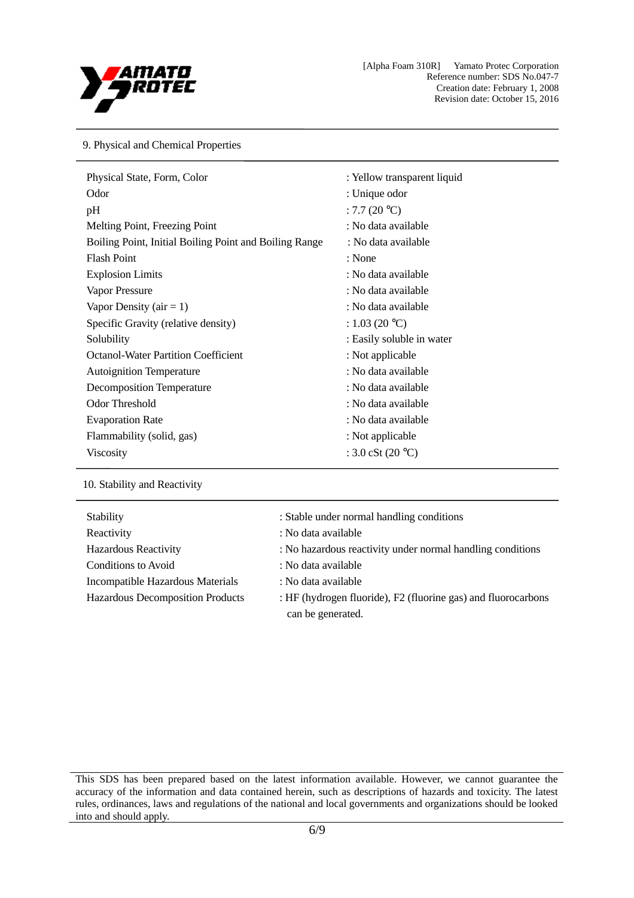## 9. Physical and Chemical Properties

| Property | Value |
|---|---|
| Physical State, Form, Color | : Yellow transparent liquid |
| Odor | : Unique odor |
| pH | : 7.7 (20 °C) |
| Melting Point, Freezing Point | : No data available |
| Boiling Point, Initial Boiling Point and Boiling Range | : No data available |
| Flash Point | : None |
| Explosion Limits | : No data available |
| Vapor Pressure | : No data available |
| Vapor Density (air = 1) | : No data available |
| Specific Gravity (relative density) | : 1.03 (20 °C) |
| Solubility | : Easily soluble in water |
| Octanol-Water Partition Coefficient | : Not applicable |
| Autoignition Temperature | : No data available |
| Decomposition Temperature | : No data available |
| Odor Threshold | : No data available |
| Evaporation Rate | : No data available |
| Flammability (solid, gas) | : Not applicable |
| Viscosity | : 3.0 cSt (20 °C) |

## 10. Stability and Reactivity

| Property | Value |
|---|---|
| Stability | : Stable under normal handling conditions |
| Reactivity | : No data available |
| Hazardous Reactivity | : No hazardous reactivity under normal handling conditions |
| Conditions to Avoid | : No data available |
| Incompatible Hazardous Materials | : No data available |
| Hazardous Decomposition Products | : HF (hydrogen fluoride), $F_2$ (fluorine gas) and fluorocarbons can be generated. |

This SDS has been prepared based on the latest information available. However, we cannot guarantee the accuracy of the information and data contained herein, such as descriptions of hazards and toxicity. The latest rules, ordinances, laws and regulations of the national and local governments and organizations should be looked into and should apply.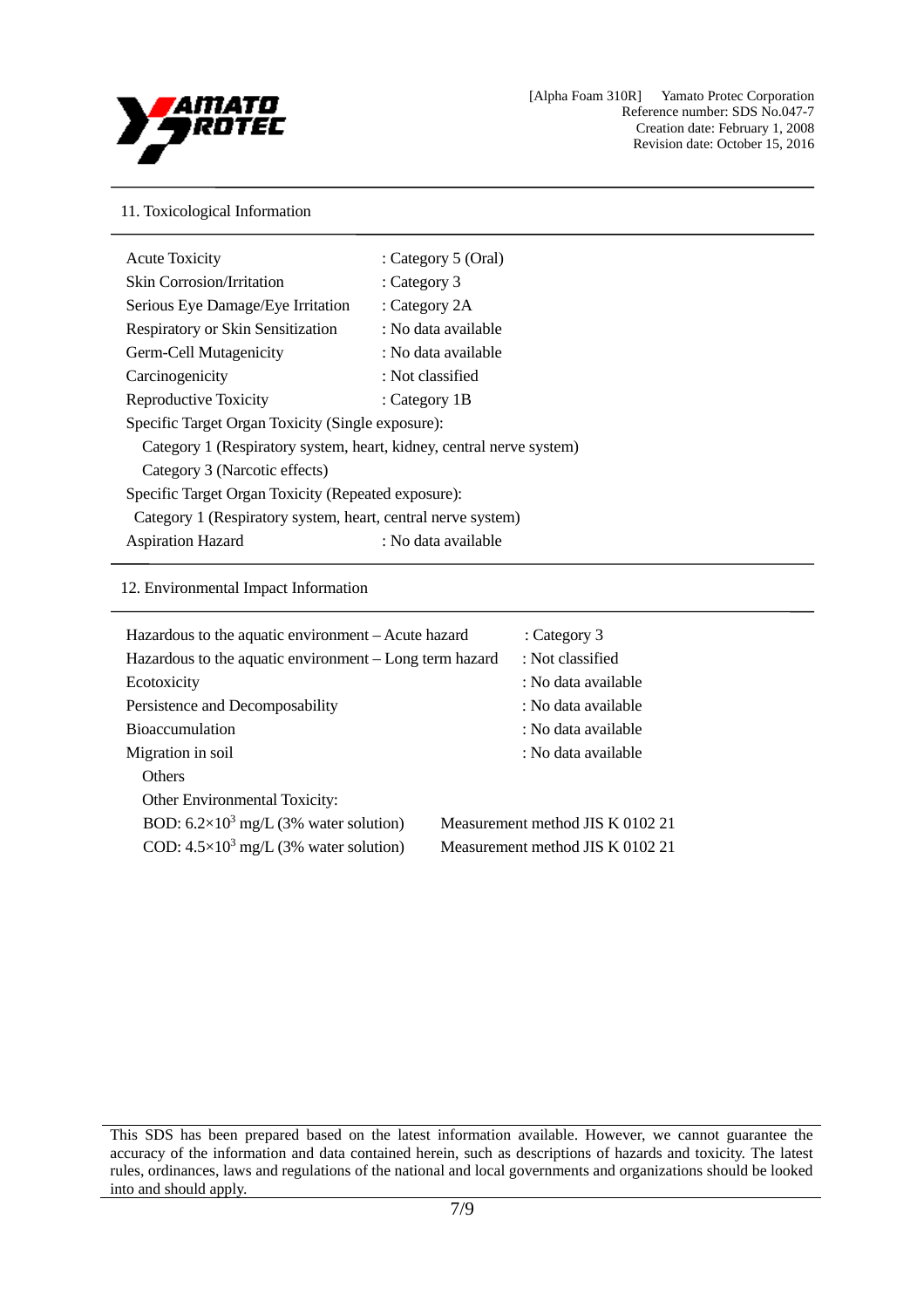## 11. Toxicological Information

Acute Toxicity : Category 5 (Oral)
Skin Corrosion/Irritation : Category 3
Serious Eye Damage/Eye Irritation : Category 2A
Respiratory or Skin Sensitization : No data available
Germ-Cell Mutagenicity : No data available
Carcinogenicity : Not classified
Reproductive Toxicity : Category 1B
Specific Target Organ Toxicity (Single exposure):
 Category 1 (Respiratory system, heart, kidney, central nerve system)
 Category 3 (Narcotic effects)
Specific Target Organ Toxicity (Repeated exposure):
 Category 1 (Respiratory system, heart, central nerve system)
Aspiration Hazard : No data available

## 12. Environmental Impact Information

Hazardous to the aquatic environment – Acute hazard : Category 3
Hazardous to the aquatic environment – Long term hazard : Not classified
Ecotoxicity : No data available
Persistence and Decomposability : No data available
Bioaccumulation : No data available
Migration in soil : No data available
 Others
 Other Environmental Toxicity:
 BOD: $6.2\times10^3$ mg/L (3% water solution) Measurement method JIS K 0102 21
 COD: $4.5\times10^3$ mg/L (3% water solution) Measurement method JIS K 0102 21

This SDS has been prepared based on the latest information available. However, we cannot guarantee the accuracy of the information and data contained herein, such as descriptions of hazards and toxicity. The latest rules, ordinances, laws and regulations of the national and local governments and organizations should be looked into and should apply.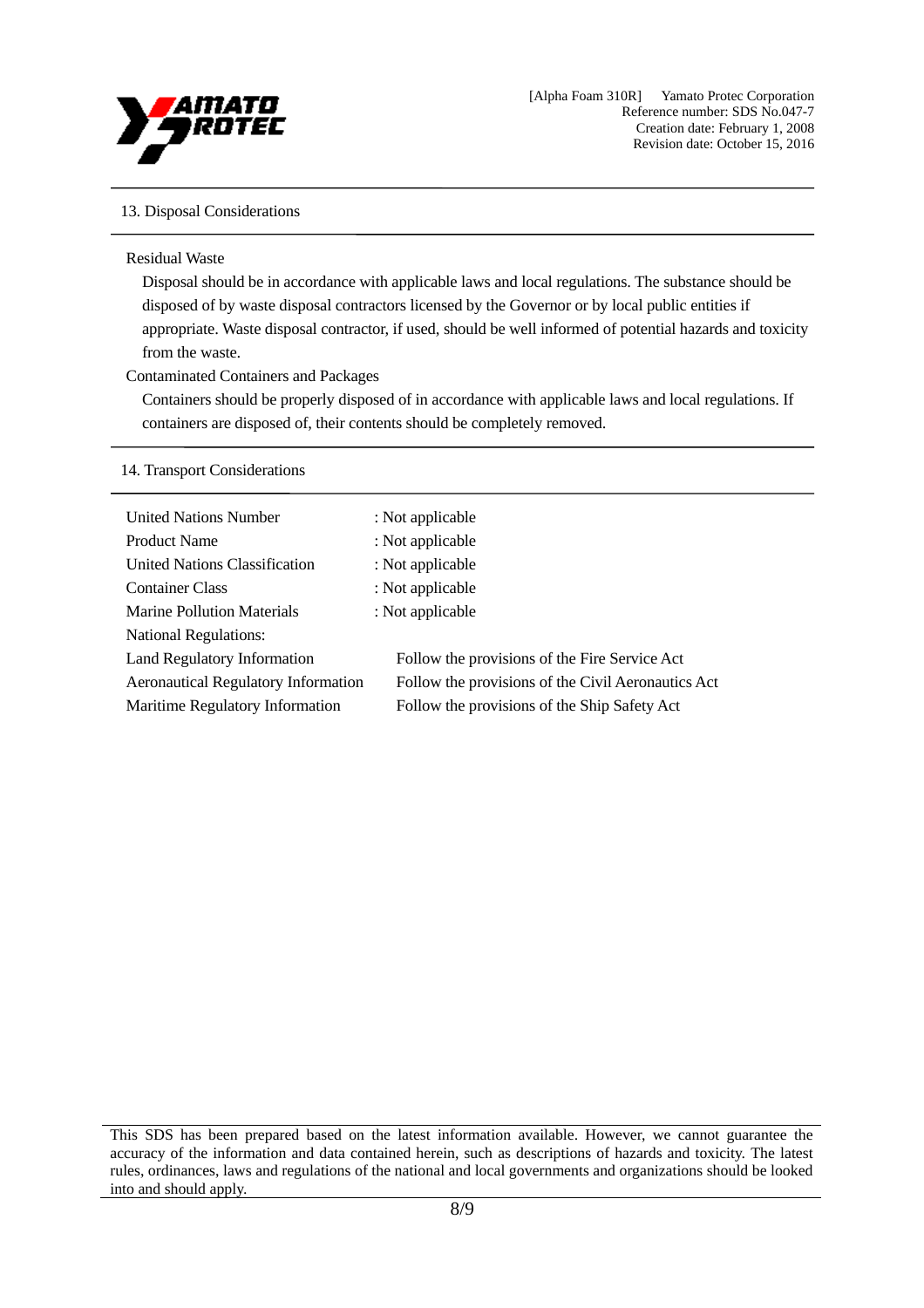## 13. Disposal Considerations

Residual Waste

Disposal should be in accordance with applicable laws and local regulations. The substance should be disposed of by waste disposal contractors licensed by the Governor or by local public entities if appropriate. Waste disposal contractor, if used, should be well informed of potential hazards and toxicity from the waste.

Contaminated Containers and Packages

Containers should be properly disposed of in accordance with applicable laws and local regulations. If containers are disposed of, their contents should be completely removed.

## 14. Transport Considerations

| | |
|---|---|
| United Nations Number | : Not applicable |
| Product Name | : Not applicable |
| United Nations Classification | : Not applicable |
| Container Class | : Not applicable |
| Marine Pollution Materials | : Not applicable |
| National Regulations: | |
| Land Regulatory Information | Follow the provisions of the Fire Service Act |
| Aeronautical Regulatory Information | Follow the provisions of the Civil Aeronautics Act |
| Maritime Regulatory Information | Follow the provisions of the Ship Safety Act |

This SDS has been prepared based on the latest information available. However, we cannot guarantee the accuracy of the information and data contained herein, such as descriptions of hazards and toxicity. The latest rules, ordinances, laws and regulations of the national and local governments and organizations should be looked into and should apply.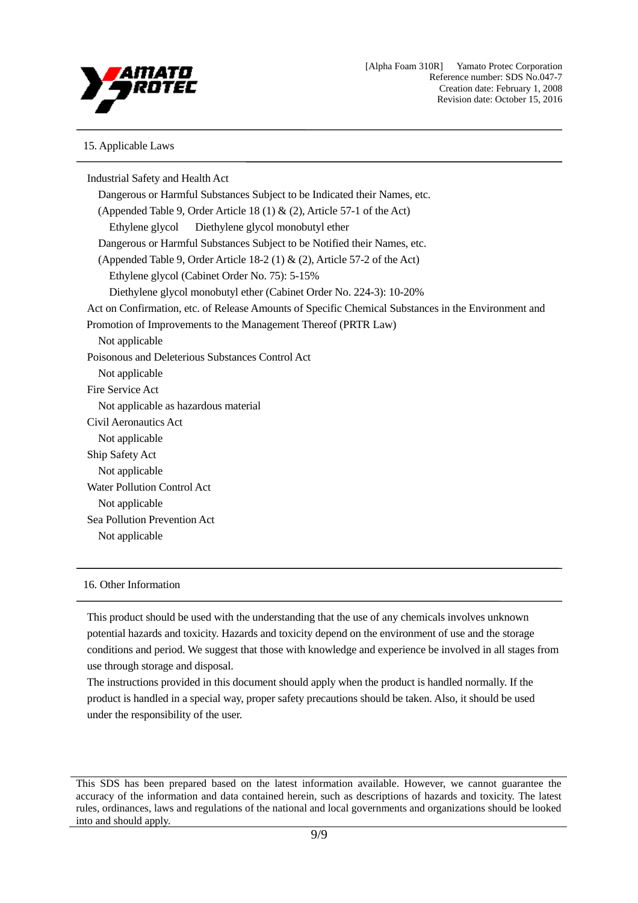## 15. Applicable Laws

Industrial Safety and Health Act

Dangerous or Harmful Substances Subject to be Indicated their Names, etc.

(Appended Table 9, Order Article 18 (1) & (2), Article 57-1 of the Act)

Ethylene glycol   Diethylene glycol monobutyl ether

Dangerous or Harmful Substances Subject to be Notified their Names, etc.

(Appended Table 9, Order Article 18-2 (1) & (2), Article 57-2 of the Act)

Ethylene glycol (Cabinet Order No. 75): 5-15%

Diethylene glycol monobutyl ether (Cabinet Order No. 224-3): 10-20%

Act on Confirmation, etc. of Release Amounts of Specific Chemical Substances in the Environment and Promotion of Improvements to the Management Thereof (PRTR Law)

Not applicable

Poisonous and Deleterious Substances Control Act

Not applicable

Fire Service Act

Not applicable as hazardous material

Civil Aeronautics Act

Not applicable

Ship Safety Act

Not applicable

Water Pollution Control Act

Not applicable

Sea Pollution Prevention Act

Not applicable

## 16. Other Information

This product should be used with the understanding that the use of any chemicals involves unknown potential hazards and toxicity. Hazards and toxicity depend on the environment of use and the storage conditions and period. We suggest that those with knowledge and experience be involved in all stages from use through storage and disposal.

The instructions provided in this document should apply when the product is handled normally. If the product is handled in a special way, proper safety precautions should be taken. Also, it should be used under the responsibility of the user.

This SDS has been prepared based on the latest information available. However, we cannot guarantee the accuracy of the information and data contained herein, such as descriptions of hazards and toxicity. The latest rules, ordinances, laws and regulations of the national and local governments and organizations should be looked into and should apply.